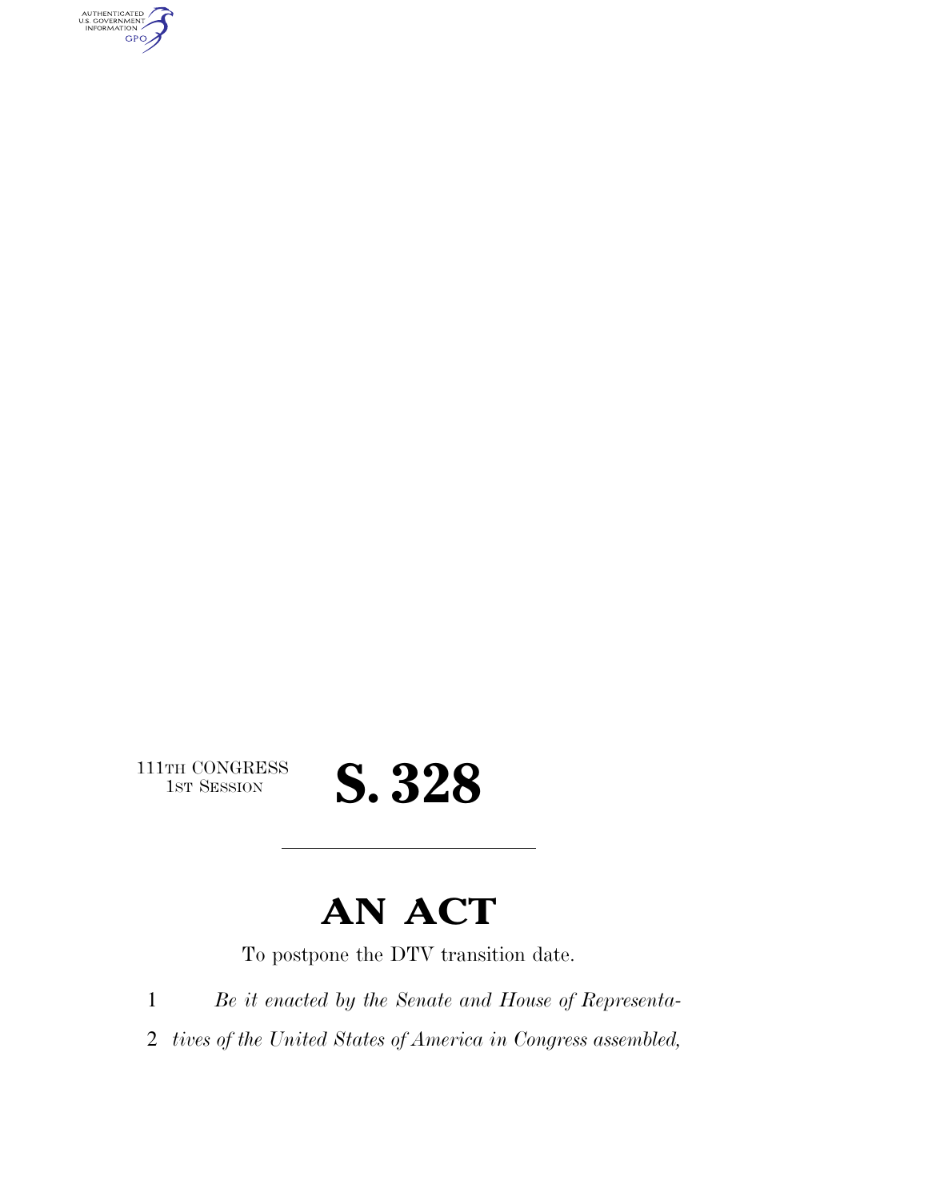111TH CONGRESS
1ST SESSION

# S. 328

---

# AN ACT

To postpone the DTV transition date.

1 *Be it enacted by the Senate and House of Representa-*
2 *tives of the United States of America in Congress assembled,*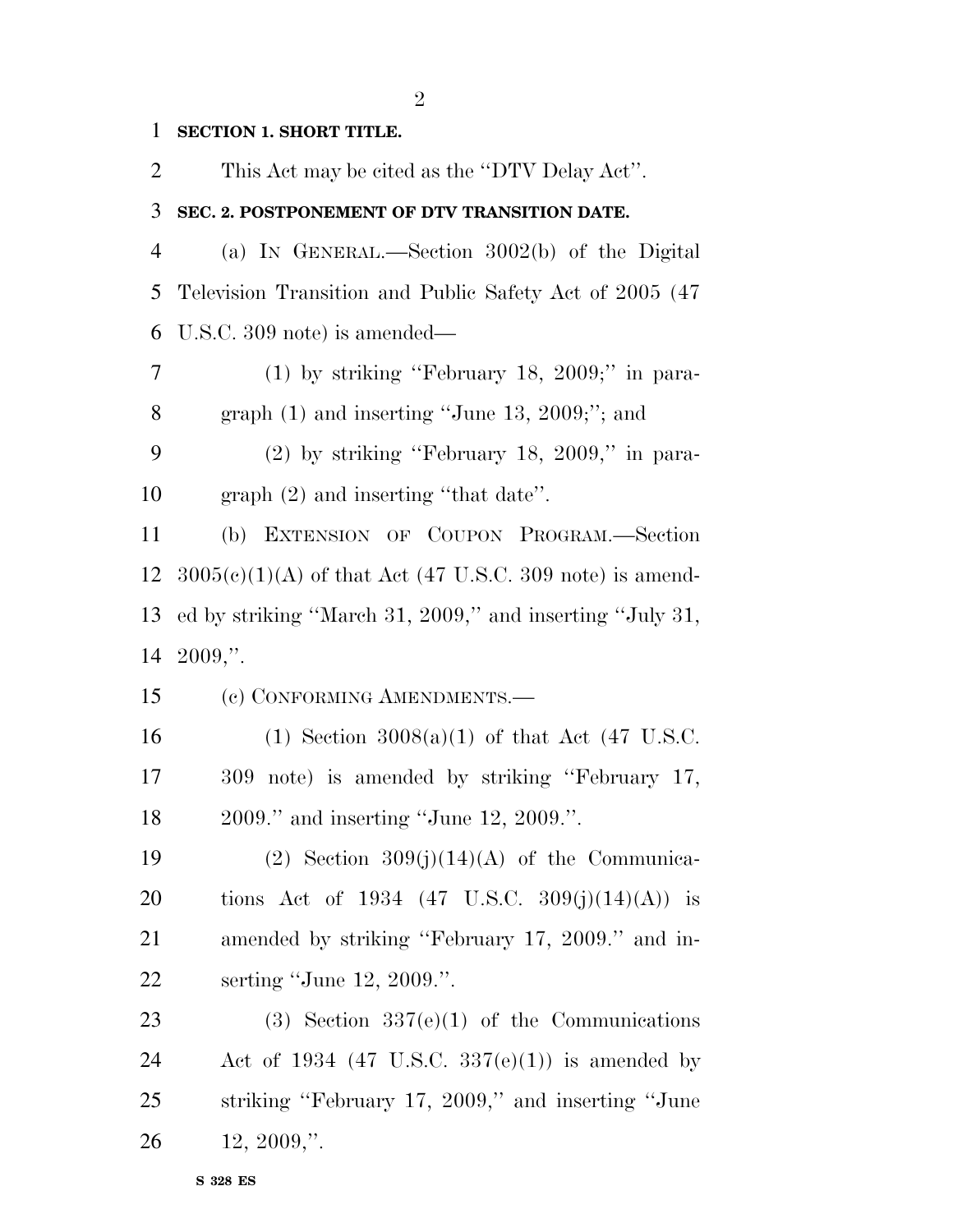**SECTION 1. SHORT TITLE.**

This Act may be cited as the ''DTV Delay Act''.

**SEC. 2. POSTPONEMENT OF DTV TRANSITION DATE.**

(a) IN GENERAL.—Section 3002(b) of the Digital Television Transition and Public Safety Act of 2005 (47 U.S.C. 309 note) is amended—

(1) by striking ''February 18, 2009;'' in paragraph (1) and inserting ''June 13, 2009;''; and

(2) by striking ''February 18, 2009,'' in paragraph (2) and inserting ''that date''.

(b) EXTENSION OF COUPON PROGRAM.—Section 3005(c)(1)(A) of that Act (47 U.S.C. 309 note) is amended by striking ''March 31, 2009,'' and inserting ''July 31, 2009,''.

(c) CONFORMING AMENDMENTS.—

(1) Section 3008(a)(1) of that Act (47 U.S.C. 309 note) is amended by striking ''February 17, 2009.'' and inserting ''June 12, 2009.''.

(2) Section 309(j)(14)(A) of the Communications Act of 1934 (47 U.S.C. 309(j)(14)(A)) is amended by striking ''February 17, 2009.'' and inserting ''June 12, 2009.''.

(3) Section 337(e)(1) of the Communications Act of 1934 (47 U.S.C. 337(e)(1)) is amended by striking ''February 17, 2009,'' and inserting ''June 12, 2009,''.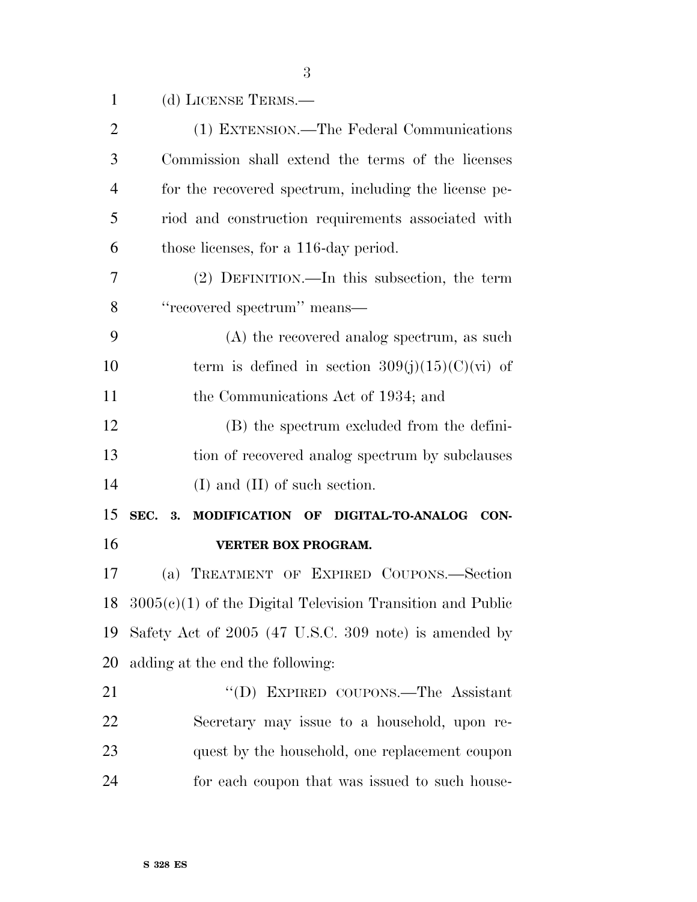(d) LICENSE TERMS.—

(1) EXTENSION.—The Federal Communications Commission shall extend the terms of the licenses for the recovered spectrum, including the license period and construction requirements associated with those licenses, for a 116-day period.

(2) DEFINITION.—In this subsection, the term ''recovered spectrum'' means—

(A) the recovered analog spectrum, as such term is defined in section 309(j)(15)(C)(vi) of the Communications Act of 1934; and

(B) the spectrum excluded from the definition of recovered analog spectrum by subclauses (I) and (II) of such section.

**SEC. 3. MODIFICATION OF DIGITAL-TO-ANALOG CONVERTER BOX PROGRAM.**

(a) TREATMENT OF EXPIRED COUPONS.—Section 3005(c)(1) of the Digital Television Transition and Public Safety Act of 2005 (47 U.S.C. 309 note) is amended by adding at the end the following:

''(D) EXPIRED COUPONS.—The Assistant Secretary may issue to a household, upon request by the household, one replacement coupon for each coupon that was issued to such house-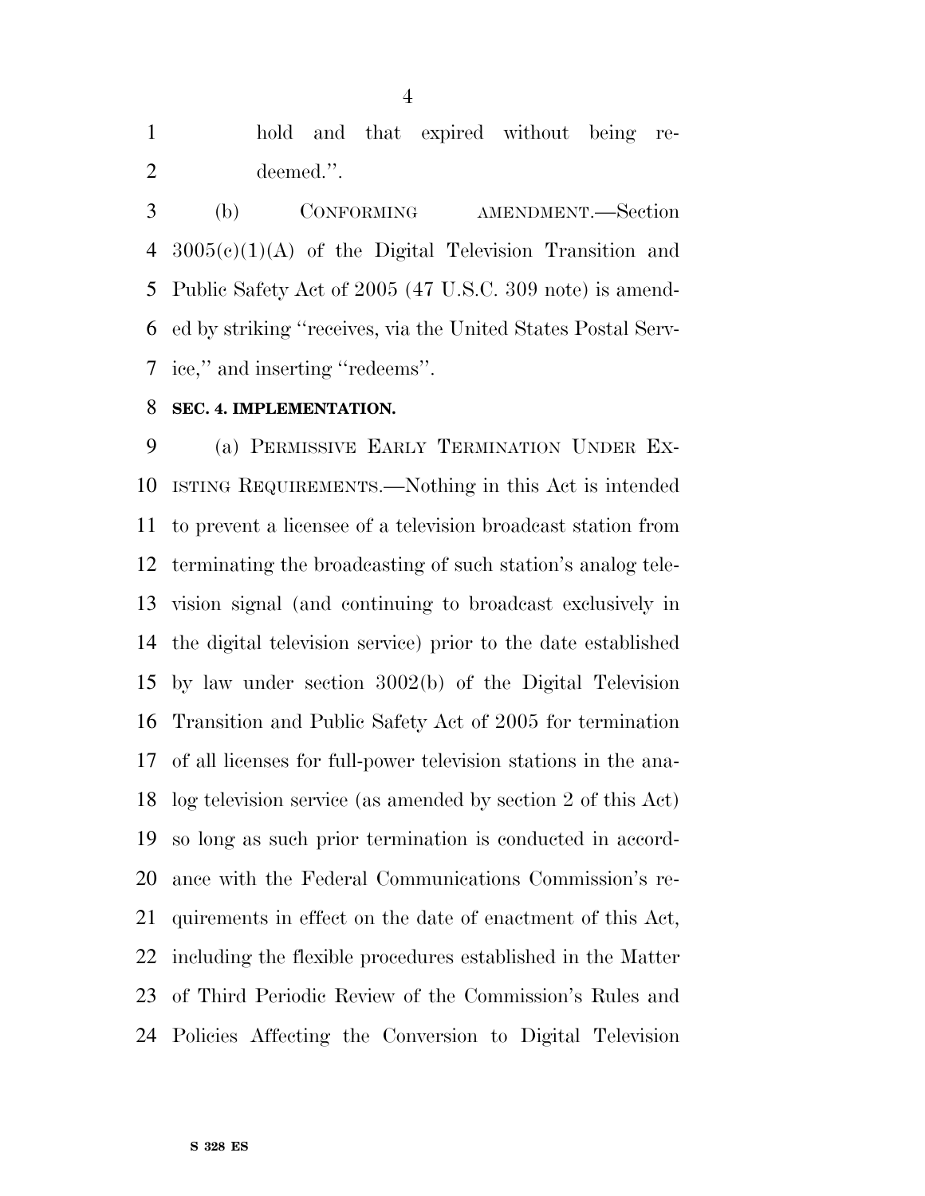hold and that expired without being redeemed.''.

(b) CONFORMING AMENDMENT.—Section 3005(c)(1)(A) of the Digital Television Transition and Public Safety Act of 2005 (47 U.S.C. 309 note) is amended by striking ''receives, via the United States Postal Service,'' and inserting ''redeems''.

**SEC. 4. IMPLEMENTATION.**

(a) PERMISSIVE EARLY TERMINATION UNDER EXISTING REQUIREMENTS.—Nothing in this Act is intended to prevent a licensee of a television broadcast station from terminating the broadcasting of such station's analog television signal (and continuing to broadcast exclusively in the digital television service) prior to the date established by law under section 3002(b) of the Digital Television Transition and Public Safety Act of 2005 for termination of all licenses for full-power television stations in the analog television service (as amended by section 2 of this Act) so long as such prior termination is conducted in accordance with the Federal Communications Commission's requirements in effect on the date of enactment of this Act, including the flexible procedures established in the Matter of Third Periodic Review of the Commission's Rules and Policies Affecting the Conversion to Digital Television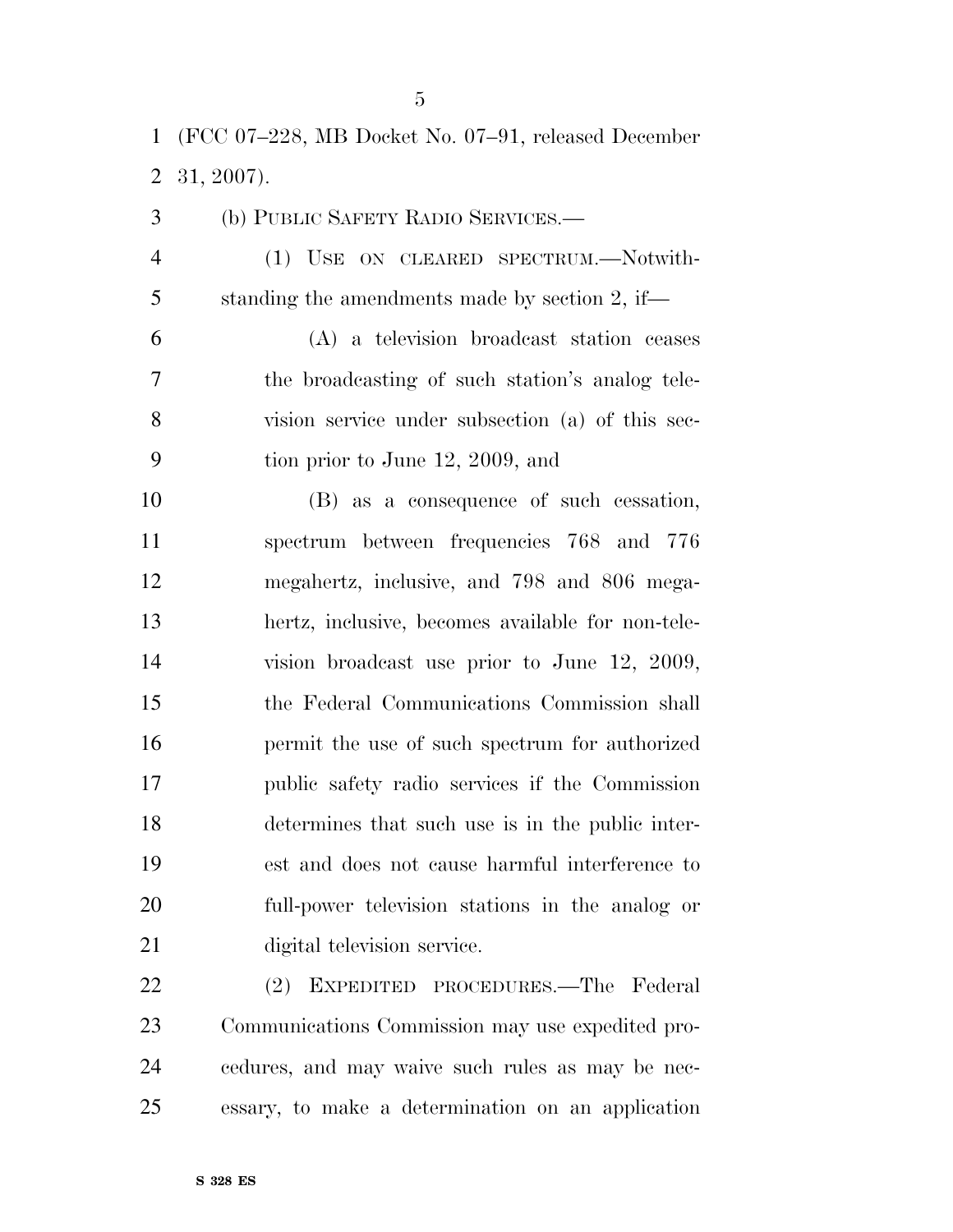(FCC 07–228, MB Docket No. 07–91, released December 31, 2007).

(b) PUBLIC SAFETY RADIO SERVICES.—

(1) USE ON CLEARED SPECTRUM.—Notwithstanding the amendments made by section 2, if—

(A) a television broadcast station ceases the broadcasting of such station's analog television service under subsection (a) of this section prior to June 12, 2009, and

(B) as a consequence of such cessation, spectrum between frequencies 768 and 776 megahertz, inclusive, and 798 and 806 megahertz, inclusive, becomes available for non-television broadcast use prior to June 12, 2009, the Federal Communications Commission shall permit the use of such spectrum for authorized public safety radio services if the Commission determines that such use is in the public interest and does not cause harmful interference to full-power television stations in the analog or digital television service.

(2) EXPEDITED PROCEDURES.—The Federal Communications Commission may use expedited procedures, and may waive such rules as may be necessary, to make a determination on an application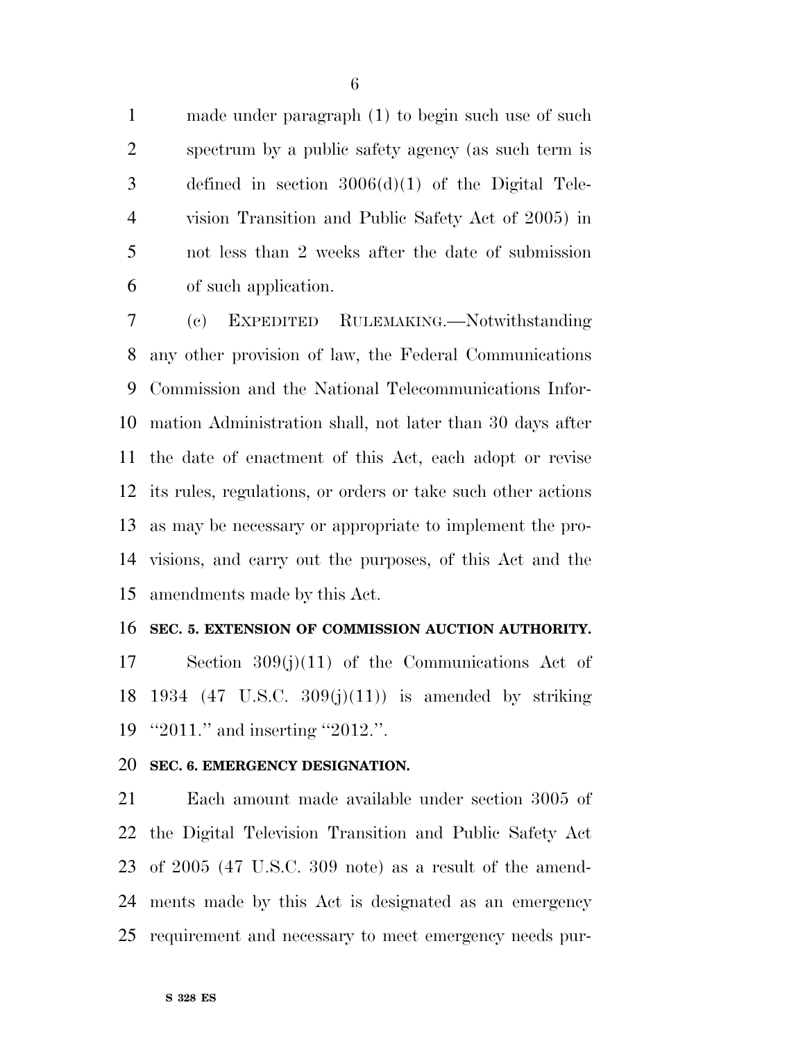made under paragraph (1) to begin such use of such spectrum by a public safety agency (as such term is defined in section 3006(d)(1) of the Digital Television Transition and Public Safety Act of 2005) in not less than 2 weeks after the date of submission of such application.

(c) EXPEDITED RULEMAKING.—Notwithstanding any other provision of law, the Federal Communications Commission and the National Telecommunications Information Administration shall, not later than 30 days after the date of enactment of this Act, each adopt or revise its rules, regulations, or orders or take such other actions as may be necessary or appropriate to implement the provisions, and carry out the purposes, of this Act and the amendments made by this Act.

**SEC. 5. EXTENSION OF COMMISSION AUCTION AUTHORITY.**

Section 309(j)(11) of the Communications Act of 1934 (47 U.S.C. 309(j)(11)) is amended by striking ''2011.'' and inserting ''2012.''.

**SEC. 6. EMERGENCY DESIGNATION.**

Each amount made available under section 3005 of the Digital Television Transition and Public Safety Act of 2005 (47 U.S.C. 309 note) as a result of the amendments made by this Act is designated as an emergency requirement and necessary to meet emergency needs pur-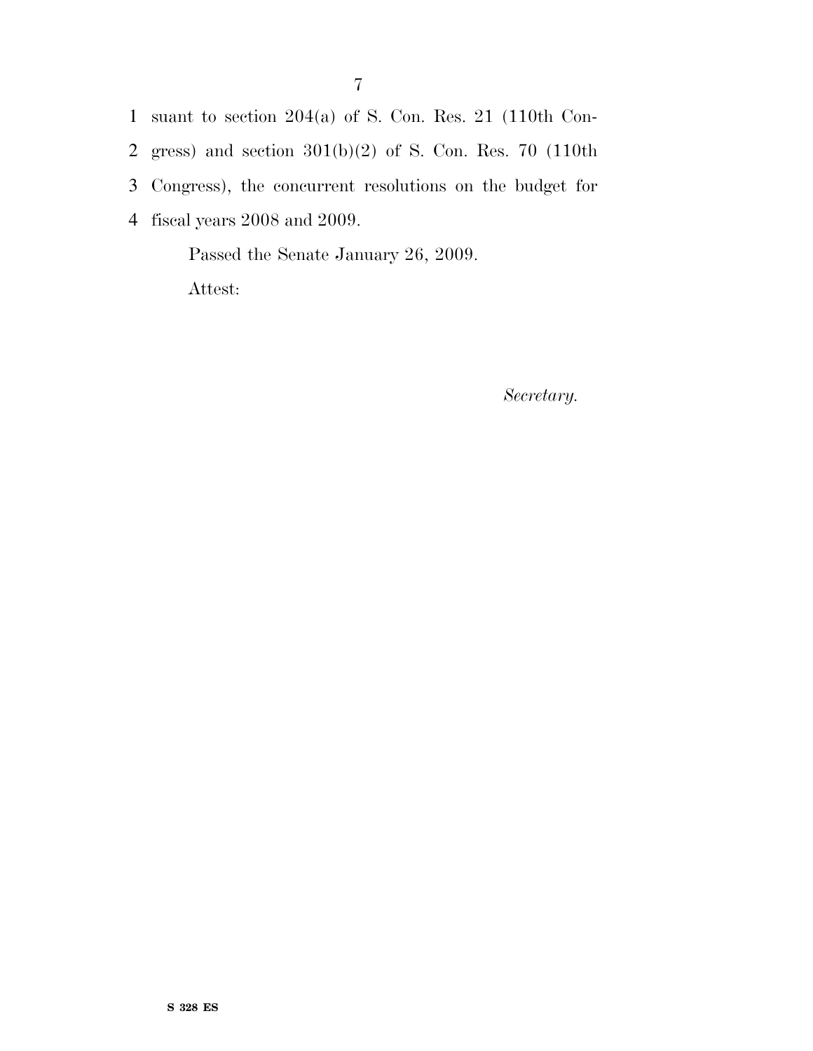suant to section 204(a) of S. Con. Res. 21 (110th Congress) and section 301(b)(2) of S. Con. Res. 70 (110th Congress), the concurrent resolutions on the budget for fiscal years 2008 and 2009.

Passed the Senate January 26, 2009.

Attest:

*Secretary.*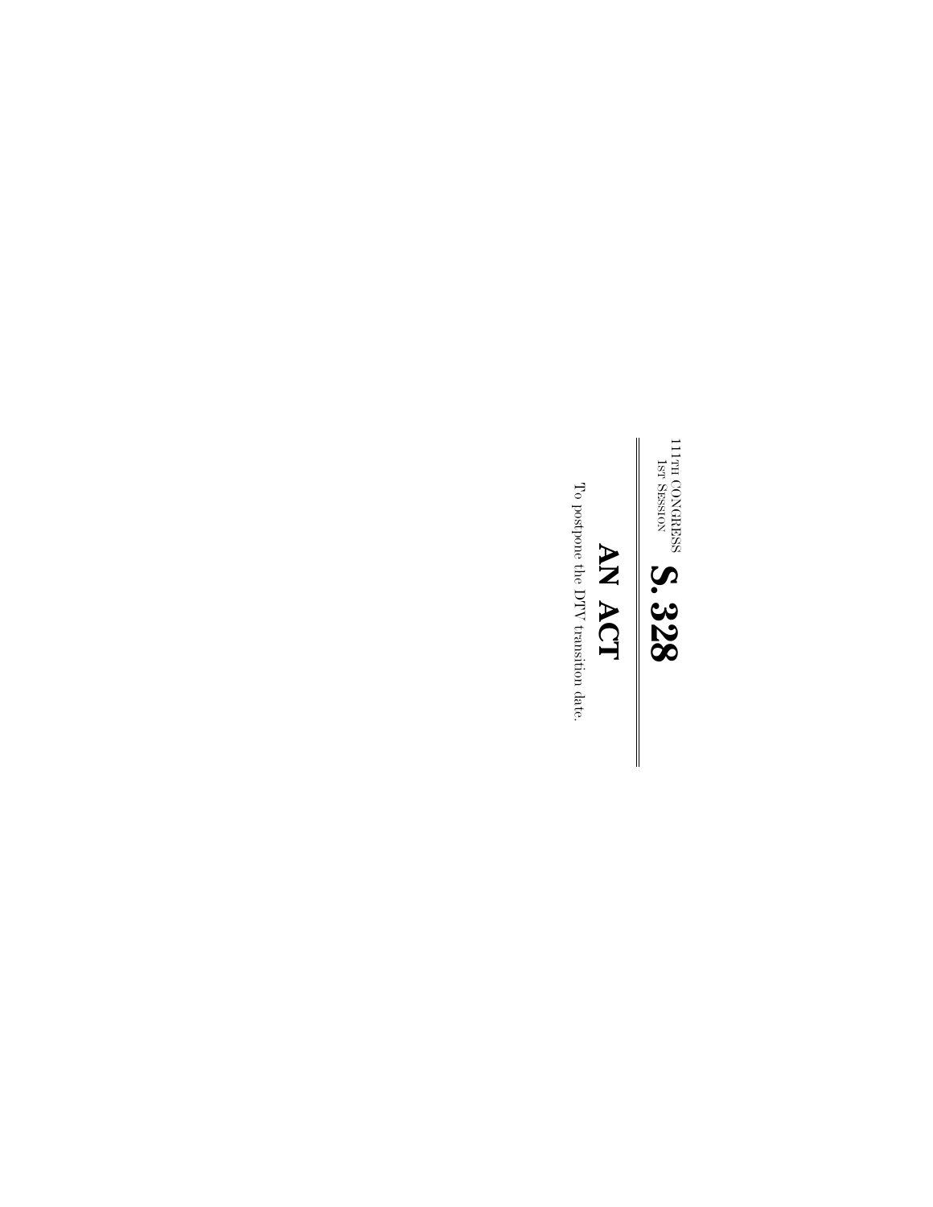111TH CONGRESS
1ST SESSION

# S. 328

---

# AN ACT

To postpone the DTV transition date.